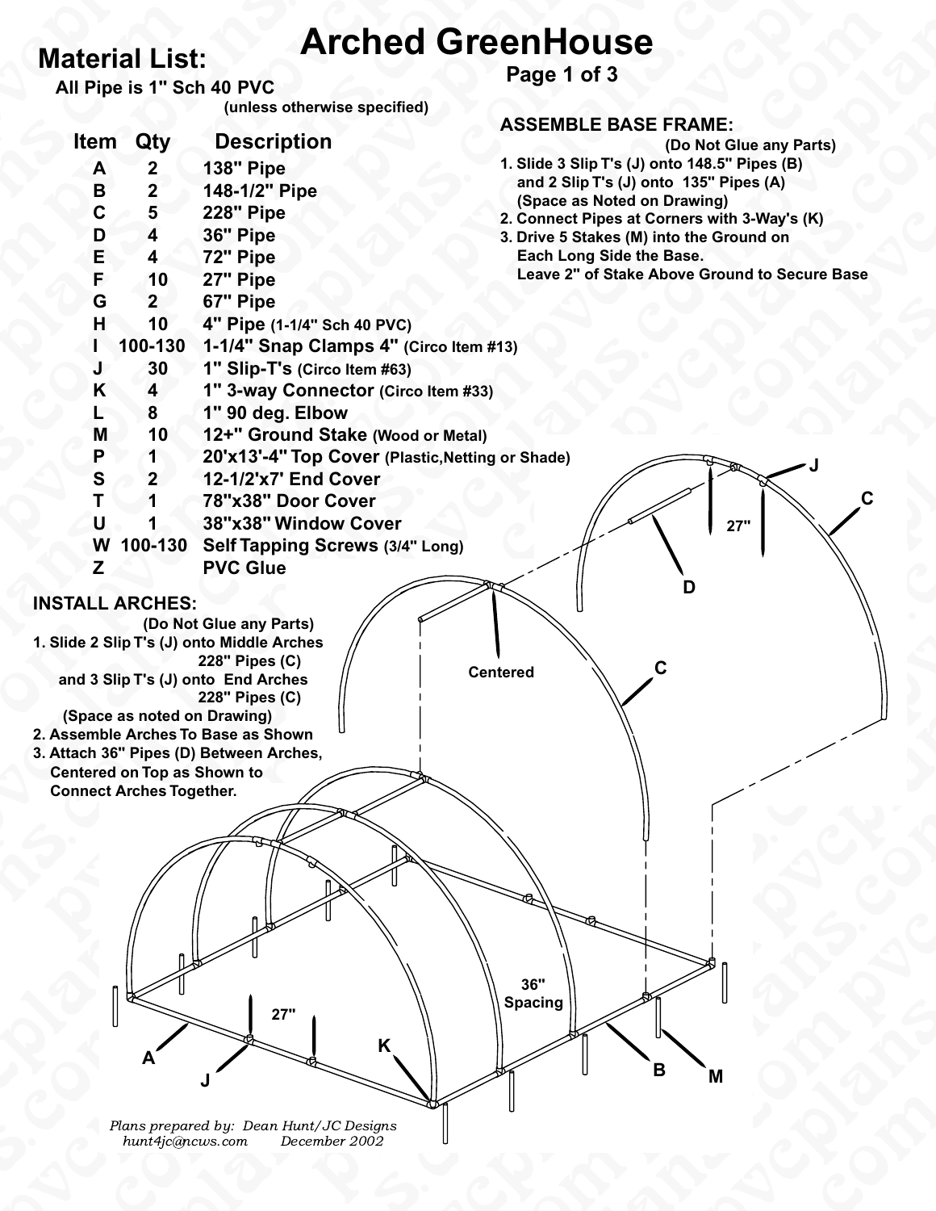# Arched GreenHouse

## Material List:

**All Pipe is 1" Sch 40 PVC**
**(unless otherwise specified)**

| Item | Qty | Description |
|---|---|---|
| A | 2 | 138" Pipe |
| B | 2 | 148-1/2" Pipe |
| C | 5 | 228" Pipe |
| D | 4 | 36" Pipe |
| E | 4 | 72" Pipe |
| F | 10 | 27" Pipe |
| G | 2 | 67" Pipe |
| H | 10 | 4" Pipe (1-1/4" Sch 40 PVC) |
| I | 100-130 | 1-1/4" Snap Clamps 4" (Circo Item #13) |
| J | 30 | 1" Slip-T's (Circo Item #63) |
| K | 4 | 1" 3-way Connector (Circo Item #33) |
| L | 8 | 1" 90 deg. Elbow |
| M | 10 | 12+" Ground Stake (Wood or Metal) |
| P | 1 | 20'x13'-4" Top Cover (Plastic,Netting or Shade) |
| S | 2 | 12-1/2'x7' End Cover |
| T | 1 | 78"x38" Door Cover |
| U | 1 | 38"x38" Window Cover |
| W | 100-130 | Self Tapping Screws (3/4" Long) |
| Z | | PVC Glue |

## ASSEMBLE BASE FRAME:

**(Do Not Glue any Parts)**

1. Slide 3 Slip T's (J) onto 148.5" Pipes (B) and 2 Slip T's (J) onto 135" Pipes (A) (Space as Noted on Drawing)
2. Connect Pipes at Corners with 3-Way's (K)
3. Drive 5 Stakes (M) into the Ground on Each Long Side the Base. Leave 2" of Stake Above Ground to Secure Base

## INSTALL ARCHES:

**(Do Not Glue any Parts)**

1. Slide 2 Slip T's (J) onto Middle Arches 228" Pipes (C) and 3 Slip T's (J) onto End Arches 228" Pipes (C) (Space as noted on Drawing)
2. Assemble Arches To Base as Shown
3. Attach 36" Pipes (D) Between Arches, Centered on Top as Shown to Connect Arches Together.

*Plans prepared by: Dean Hunt/JC Designs*
*hunt4jc@ncws.com December 2002*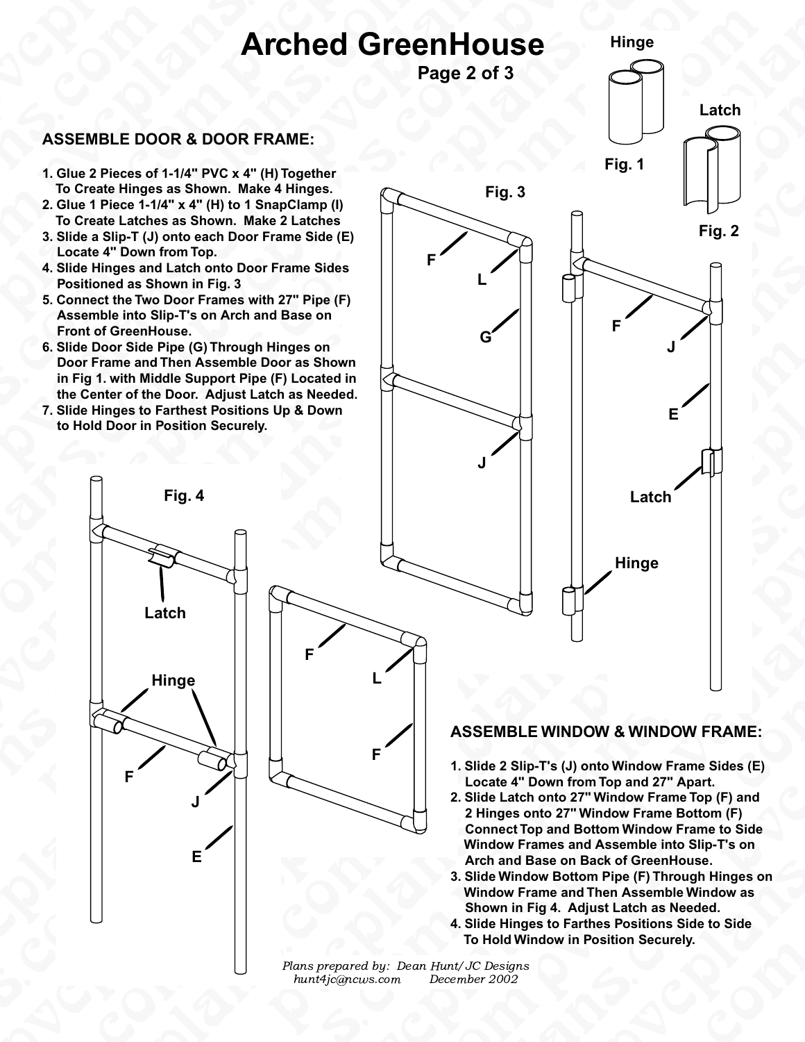# Arched GreenHouse

## ASSEMBLE DOOR & DOOR FRAME:

1. Glue 2 Pieces of 1-1/4" PVC x 4" (H) Together To Create Hinges as Shown. Make 4 Hinges.
2. Glue 1 Piece 1-1/4" x 4" (H) to 1 SnapClamp (I) To Create Latches as Shown. Make 2 Latches
3. Slide a Slip-T (J) onto each Door Frame Side (E) Locate 4" Down from Top.
4. Slide Hinges and Latch onto Door Frame Sides Positioned as Shown in Fig. 3
5. Connect the Two Door Frames with 27" Pipe (F) Assemble into Slip-T's on Arch and Base on Front of GreenHouse.
6. Slide Door Side Pipe (G) Through Hinges on Door Frame and Then Assemble Door as Shown in Fig 1. with Middle Support Pipe (F) Located in the Center of the Door. Adjust Latch as Needed.
7. Slide Hinges to Farthest Positions Up & Down to Hold Door in Position Securely.

## ASSEMBLE WINDOW & WINDOW FRAME:

1. Slide 2 Slip-T's (J) onto Window Frame Sides (E) Locate 4" Down from Top and 27" Apart.
2. Slide Latch onto 27" Window Frame Top (F) and 2 Hinges onto 27" Window Frame Bottom (F) Connect Top and Bottom Window Frame to Side Window Frames and Assemble into Slip-T's on Arch and Base on Back of GreenHouse.
3. Slide Window Bottom Pipe (F) Through Hinges on Window Frame and Then Assemble Window as Shown in Fig 4. Adjust Latch as Needed.
4. Slide Hinges to Farthes Positions Side to Side To Hold Window in Position Securely.

*Plans prepared by: Dean Hunt/ JC Designs*
*hunt4jc@ncws.com December 2002*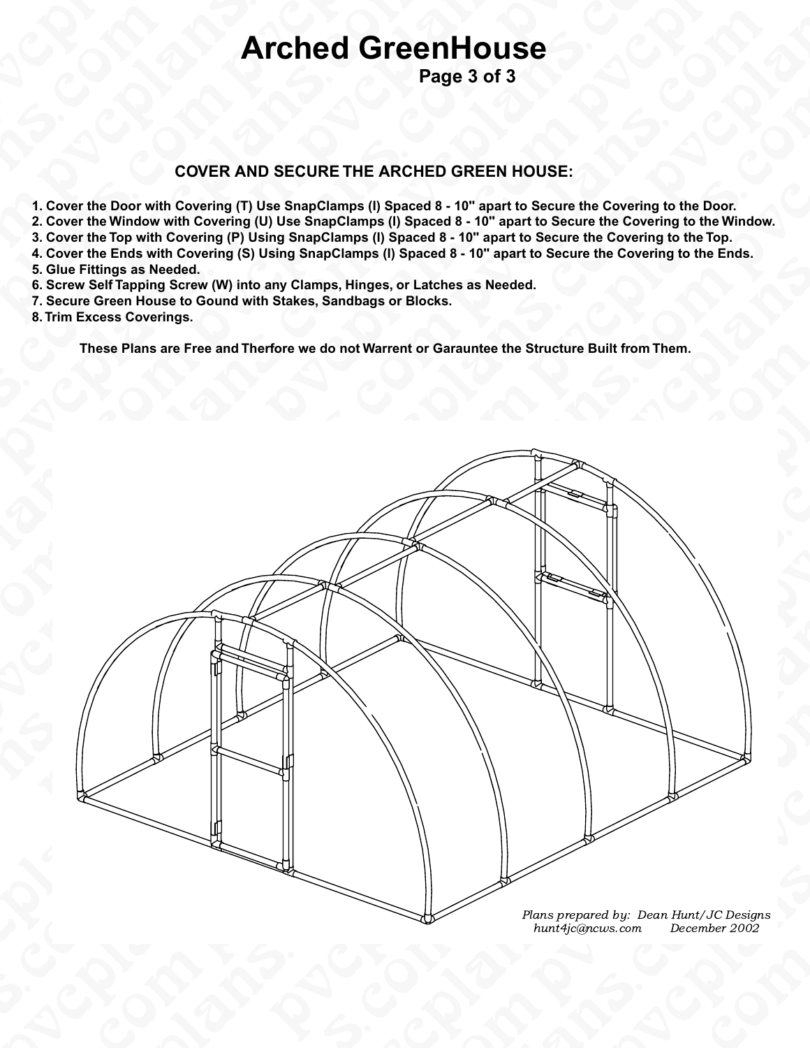# Arched GreenHouse

Page 3 of 3

## COVER AND SECURE THE ARCHED GREEN HOUSE:

1. Cover the Door with Covering (T) Use SnapClamps (I) Spaced 8 - 10" apart to Secure the Covering to the Door.
2. Cover the Window with Covering (U) Use SnapClamps (I) Spaced 8 - 10" apart to Secure the Covering to the Window.
3. Cover the Top with Covering (P) Using SnapClamps (I) Spaced 8 - 10" apart to Secure the Covering to the Top.
4. Cover the Ends with Covering (S) Using SnapClamps (I) Spaced 8 - 10" apart to Secure the Covering to the Ends.
5. Glue Fittings as Needed.
6. Screw Self Tapping Screw (W) into any Clamps, Hinges, or Latches as Needed.
7. Secure Green House to Gound with Stakes, Sandbags or Blocks.
8. Trim Excess Coverings.

**These Plans are Free and Therfore we do not Warrent or Garauntee the Structure Built from Them.**

*Plans prepared by: Dean Hunt/JC Designs*
*hunt4jc@ncws.com December 2002*